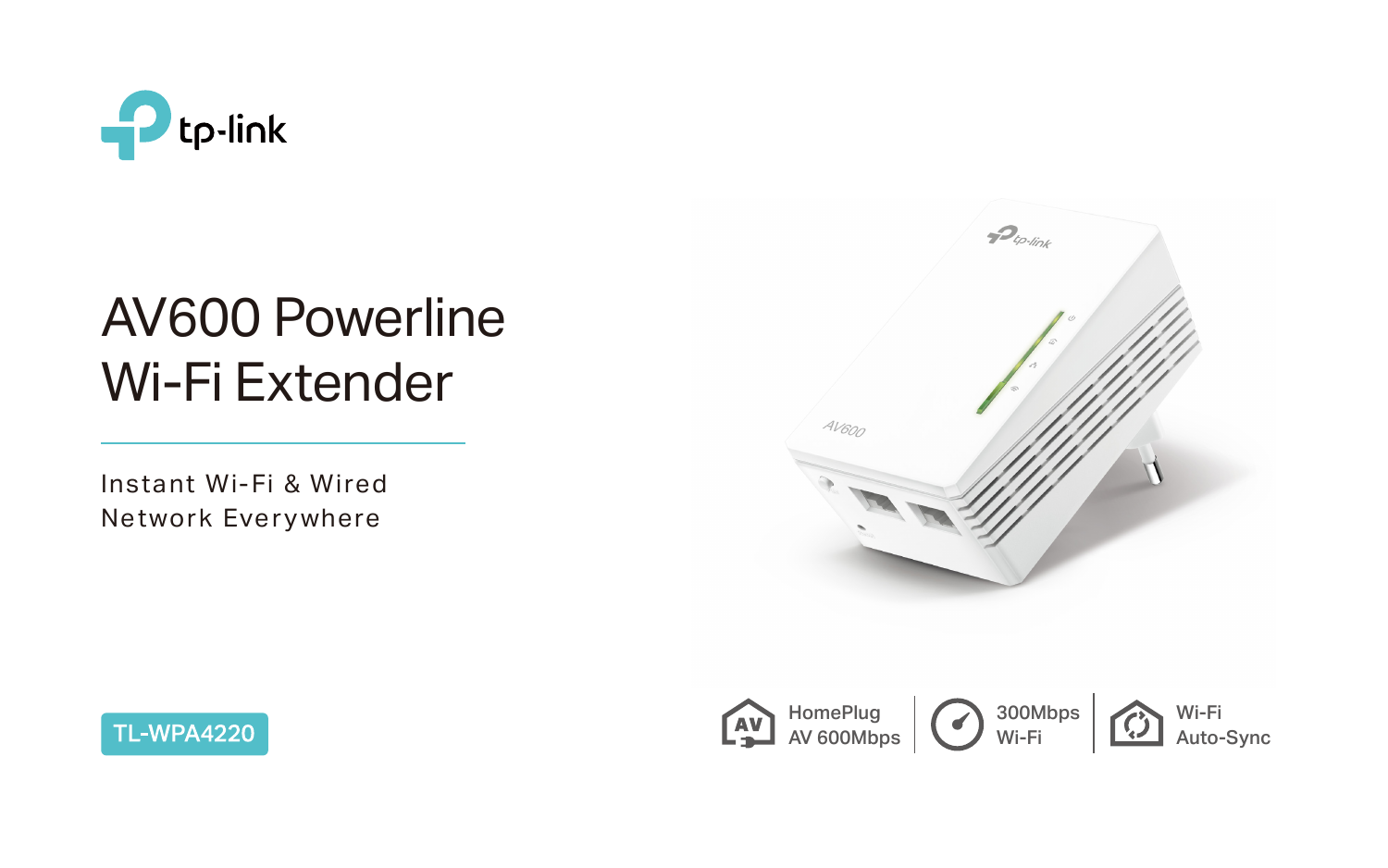tp-link

# AV600 Powerline Wi-Fi Extender

Instant Wi-Fi & Wired Network Everywhere

TL-WPA4220

HomePlug AV 600Mbps | 300Mbps Wi-Fi | Wi-Fi Auto-Sync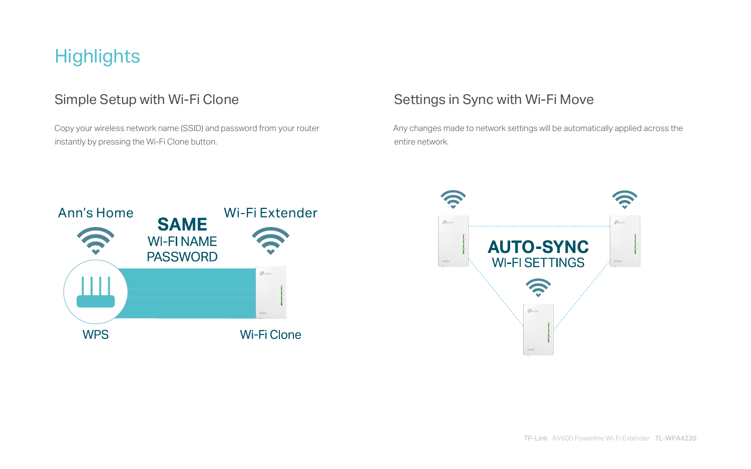# Highlights

## Simple Setup with Wi-Fi Clone

Copy your wireless network name (SSID) and password from your router instantly by pressing the Wi-Fi Clone button.

Ann's Home

**SAME**
WI-FI NAME
PASSWORD

Wi-Fi Extender

WPS

Wi-Fi Clone

## Settings in Sync with Wi-Fi Move

Any changes made to network settings will be automatically applied across the entire network.

**AUTO-SYNC**
WI-FI SETTINGS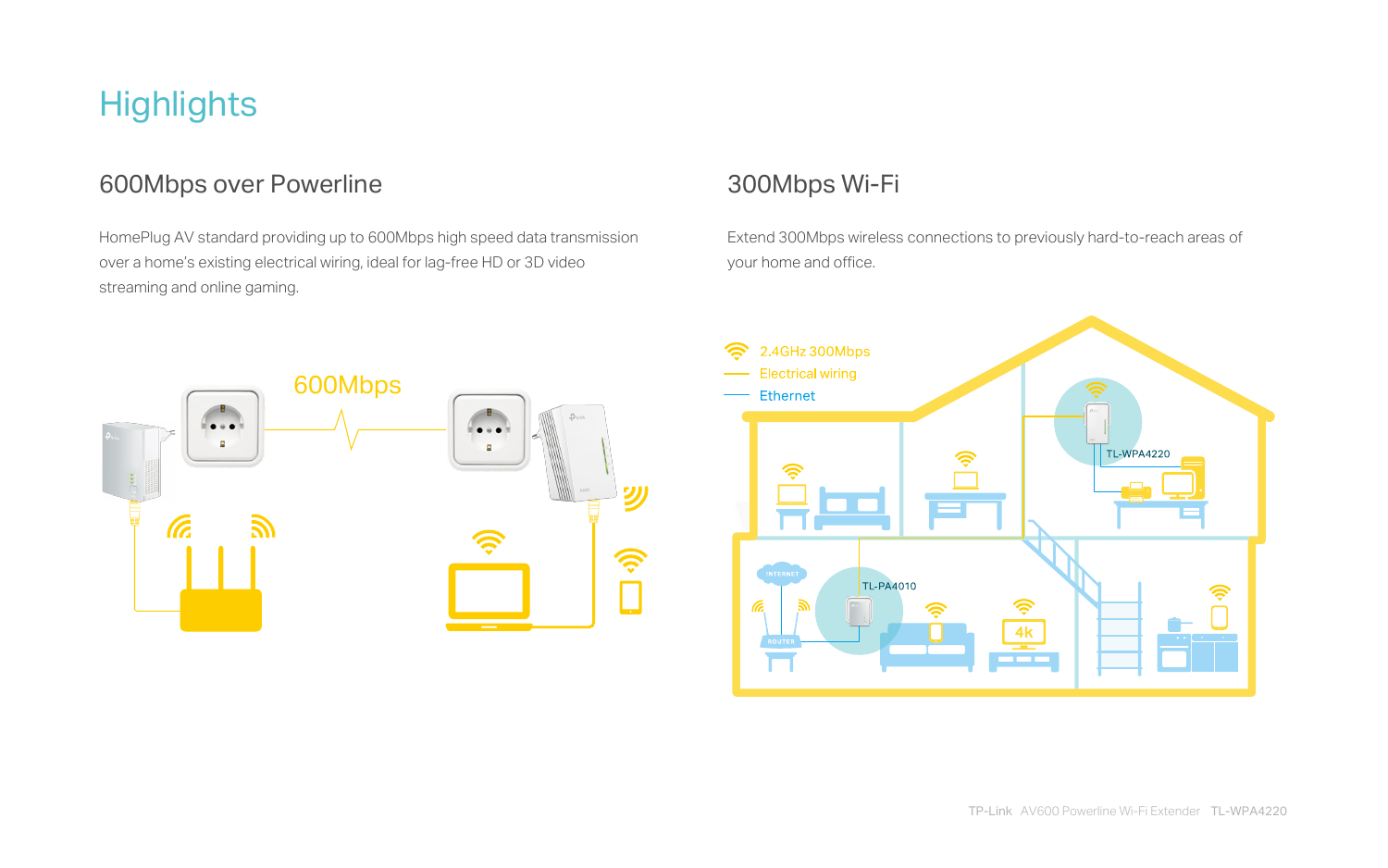# Highlights

## 600Mbps over Powerline

HomePlug AV standard providing up to 600Mbps high speed data transmission over a home's existing electrical wiring, ideal for lag-free HD or 3D video streaming and online gaming.

600Mbps

## 300Mbps Wi-Fi

Extend 300Mbps wireless connections to previously hard-to-reach areas of your home and office.

2.4GHz 300Mbps

Electrical wiring

Ethernet

TL-WPA4220

TL-PA4010

INTERNET

ROUTER

4k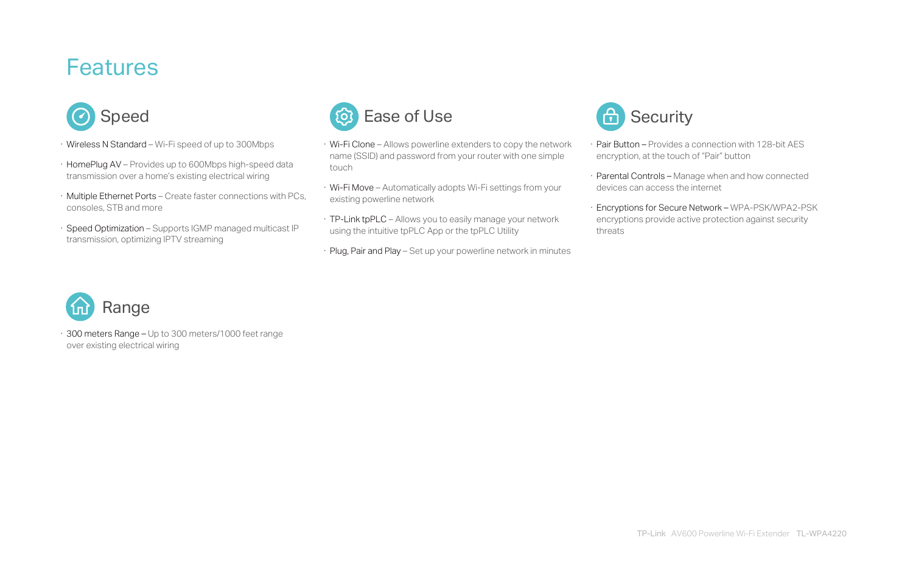# Features

## Speed

- Wireless N Standard – Wi-Fi speed of up to 300Mbps
- HomePlug AV – Provides up to 600Mbps high-speed data transmission over a home's existing electrical wiring
- Multiple Ethernet Ports – Create faster connections with PCs, consoles, STB and more
- Speed Optimization – Supports IGMP managed multicast IP transmission, optimizing IPTV streaming

## Ease of Use

- Wi-Fi Clone – Allows powerline extenders to copy the network name (SSID) and password from your router with one simple touch
- Wi-Fi Move – Automatically adopts Wi-Fi settings from your existing powerline network
- TP-Link tpPLC – Allows you to easily manage your network using the intuitive tpPLC App or the tpPLC Utility
- Plug, Pair and Play – Set up your powerline network in minutes

## Security

- Pair Button – Provides a connection with 128-bit AES encryption, at the touch of "Pair" button
- Parental Controls – Manage when and how connected devices can access the internet
- Encryptions for Secure Network – WPA-PSK/WPA2-PSK encryptions provide active protection against security threats

## Range

- 300 meters Range – Up to 300 meters/1000 feet range over existing electrical wiring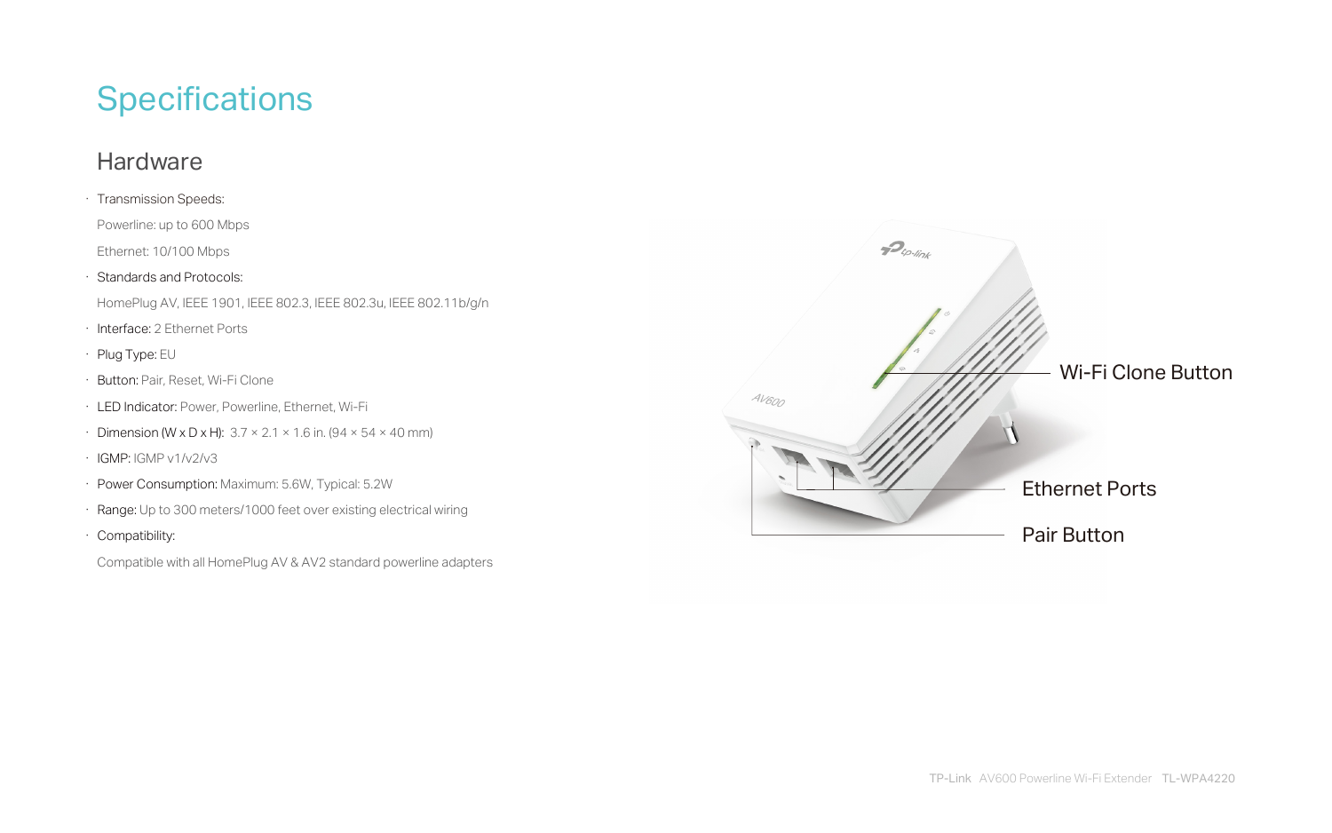# Specifications

## Hardware

- Transmission Speeds:

  Powerline: up to 600 Mbps

  Ethernet: 10/100 Mbps

- Standards and Protocols:

  HomePlug AV, IEEE 1901, IEEE 802.3, IEEE 802.3u, IEEE 802.11b/g/n

- Interface: 2 Ethernet Ports
- Plug Type: EU
- Button: Pair, Reset, Wi-Fi Clone
- LED Indicator: Power, Powerline, Ethernet, Wi-Fi
- Dimension (W x D x H): 3.7 × 2.1 × 1.6 in. (94 × 54 × 40 mm)
- IGMP: IGMP v1/v2/v3
- Power Consumption: Maximum: 5.6W, Typical: 5.2W
- Range: Up to 300 meters/1000 feet over existing electrical wiring
- Compatibility:

  Compatible with all HomePlug AV & AV2 standard powerline adapters

Wi-Fi Clone Button

Ethernet Ports

Pair Button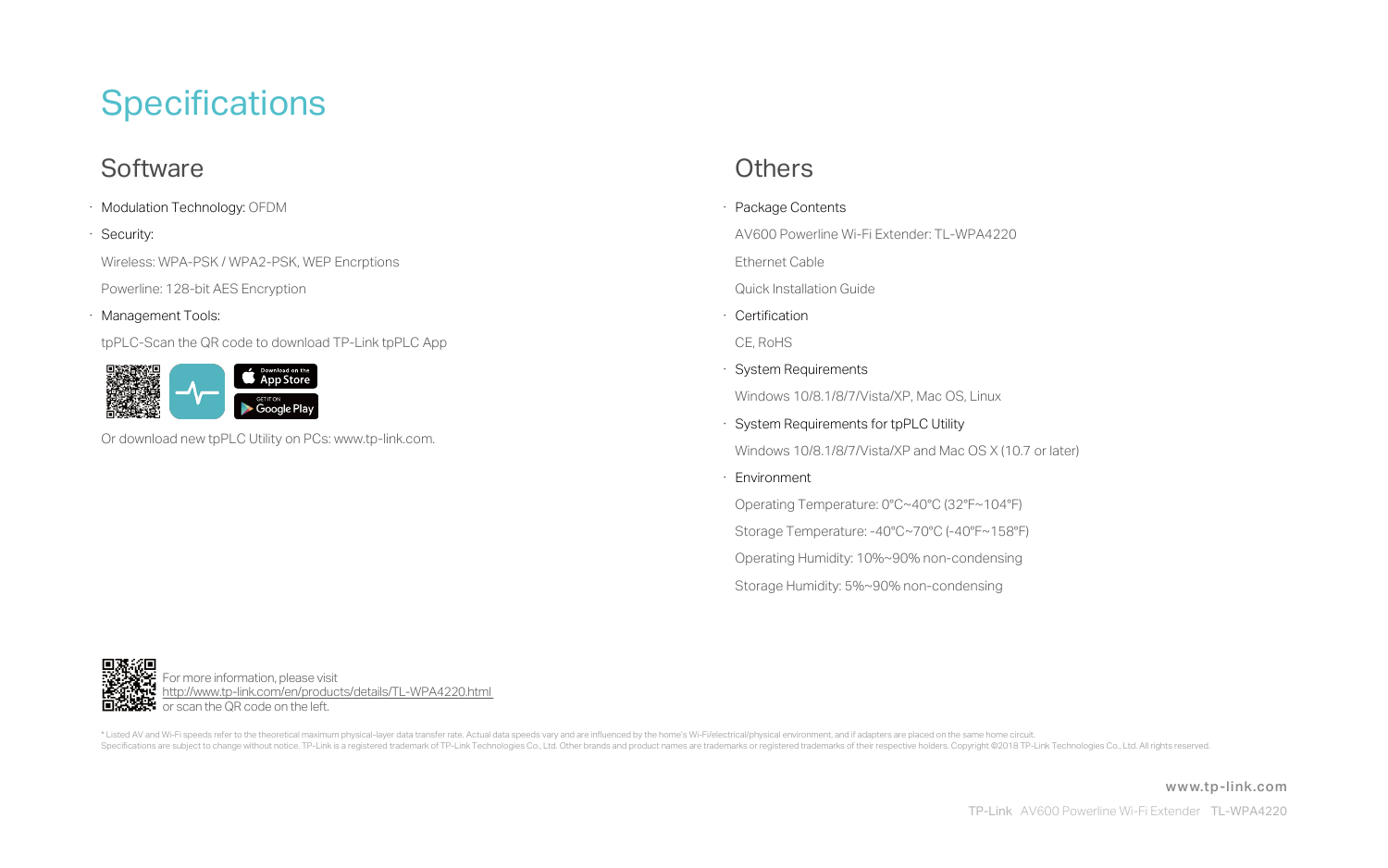# Specifications

## Software

- Modulation Technology: OFDM
- Security:

  Wireless: WPA-PSK / WPA2-PSK, WEP Encrptions

  Powerline: 128-bit AES Encryption
- Management Tools:

  tpPLC-Scan the QR code to download TP-Link tpPLC App

  Or download new tpPLC Utility on PCs: www.tp-link.com.

## Others

- Package Contents

  AV600 Powerline Wi-Fi Extender: TL-WPA4220

  Ethernet Cable

  Quick Installation Guide
- Certification

  CE, RoHS
- System Requirements

  Windows 10/8.1/8/7/Vista/XP, Mac OS, Linux
- System Requirements for tpPLC Utility

  Windows 10/8.1/8/7/Vista/XP and Mac OS X (10.7 or later)
- Environment

  Operating Temperature: 0°C~40°C (32°F~104°F)

  Storage Temperature: -40°C~70°C (-40°F~158°F)

  Operating Humidity: 10%~90% non-condensing

  Storage Humidity: 5%~90% non-condensing

For more information, please visit
http://www.tp-link.com/en/products/details/TL-WPA4220.html
or scan the QR code on the left.

* Listed AV and Wi-Fi speeds refer to the theoretical maximum physical-layer data transfer rate. Actual data speeds vary and are influenced by the home's Wi-Fi/electrical/physical environment, and if adapters are placed on the same home circuit.
Specifications are subject to change without notice. TP-Link is a registered trademark of TP-Link Technologies Co., Ltd. Other brands and product names are trademarks or registered trademarks of their respective holders. Copyright ©2018 TP-Link Technologies Co., Ltd. All rights reserved.

www.tp-link.com

TP-Link AV600 Powerline Wi-Fi Extender TL-WPA4220